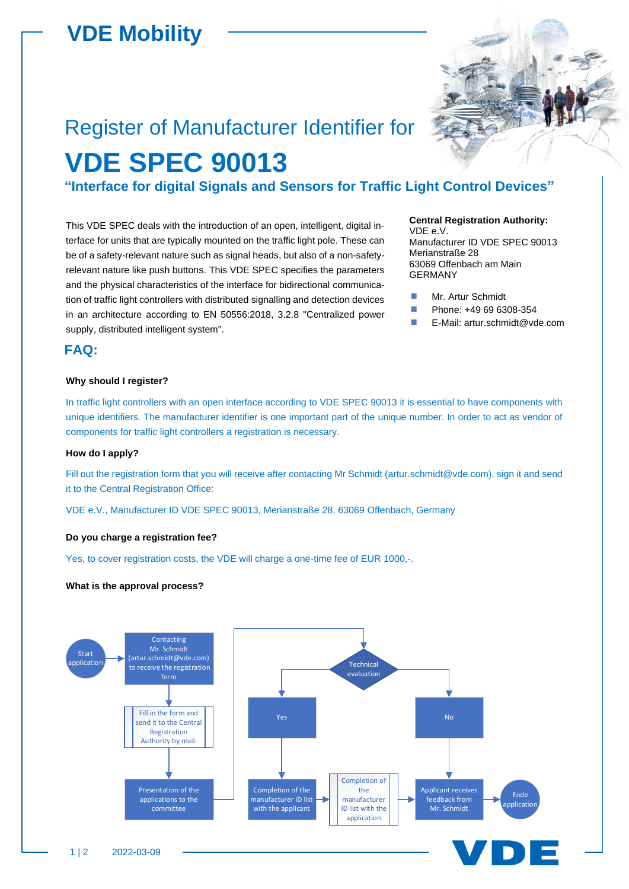# VDE Mobility

## Register of Manufacturer Identifier for

# VDE SPEC 90013

### "Interface for digital Signals and Sensors for Traffic Light Control Devices"

This VDE SPEC deals with the introduction of an open, intelligent, digital interface for units that are typically mounted on the traffic light pole. These can be of a safety-relevant nature such as signal heads, but also of a non-safety-relevant nature like push buttons. This VDE SPEC specifies the parameters and the physical characteristics of the interface for bidirectional communication of traffic light controllers with distributed signalling and detection devices in an architecture according to EN 50556:2018, 3.2.8 "Centralized power supply, distributed intelligent system".

**Central Registration Authority:**
VDE e.V.
Manufacturer ID VDE SPEC 90013
Merianstraße 28
63069 Offenbach am Main
GERMANY

- Mr. Artur Schmidt
- Phone: +49 69 6308-354
- E-Mail: artur.schmidt@vde.com

## FAQ:

**Why should I register?**

In traffic light controllers with an open interface according to VDE SPEC 90013 it is essential to have components with unique identifiers. The manufacturer identifier is one important part of the unique number. In order to act as vendor of components for traffic light controllers a registration is necessary.

**How do I apply?**

Fill out the registration form that you will receive after contacting Mr Schmidt (artur.schmidt@vde.com), sign it and send it to the Central Registration Office:

VDE e.V., Manufacturer ID VDE SPEC 90013, Merianstraße 28, 63069 Offenbach, Germany

**Do you charge a registration fee?**

Yes, to cover registration costs, the VDE will charge a one-time fee of EUR 1000,-.

**What is the approval process?**

Start application → Contacting Mr. Schmidt (artur.schmidt@vde.com) to receive the registration form → Fill in the form and send it to the Central Registration Authority by mail. → Presentation of the applications to the committee → Technical evaluation

- Yes → Completion of the manufacturer ID list with the applicant → Completion of the manufacturer ID list with the application → Applicant receives feedback from Mr. Schmidt → Ende application
- No → Applicant receives feedback from Mr. Schmidt → Ende application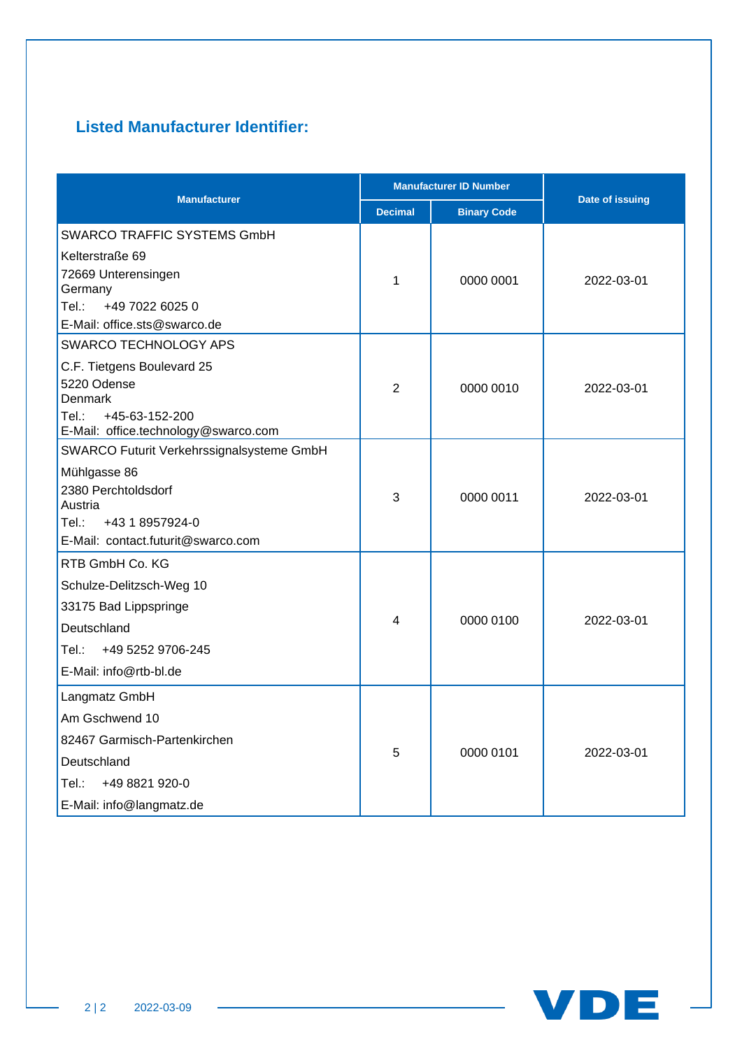## Listed Manufacturer Identifier:

| Manufacturer | Manufacturer ID Number | | Date of issuing |
|---|---|---|---|
| | Decimal | Binary Code | |
| SWARCO TRAFFIC SYSTEMS GmbH<br>Kelterstraße 69<br>72669 Unterensingen<br>Germany<br>Tel.: +49 7022 6025 0<br>E-Mail: office.sts@swarco.de | 1 | 0000 0001 | 2022-03-01 |
| SWARCO TECHNOLOGY APS<br>C.F. Tietgens Boulevard 25<br>5220 Odense<br>Denmark<br>Tel.: +45-63-152-200<br>E-Mail: office.technology@swarco.com | 2 | 0000 0010 | 2022-03-01 |
| SWARCO Futurit Verkehrssignalsysteme GmbH<br>Mühlgasse 86<br>2380 Perchtoldsdorf<br>Austria<br>Tel.: +43 1 8957924-0<br>E-Mail: contact.futurit@swarco.com | 3 | 0000 0011 | 2022-03-01 |
| RTB GmbH Co. KG<br>Schulze-Delitzsch-Weg 10<br>33175 Bad Lippspringe<br>Deutschland<br>Tel.: +49 5252 9706-245<br>E-Mail: info@rtb-bl.de | 4 | 0000 0100 | 2022-03-01 |
| Langmatz GmbH<br>Am Gschwend 10<br>82467 Garmisch-Partenkirchen<br>Deutschland<br>Tel.: +49 8821 920-0<br>E-Mail: info@langmatz.de | 5 | 0000 0101 | 2022-03-01 |